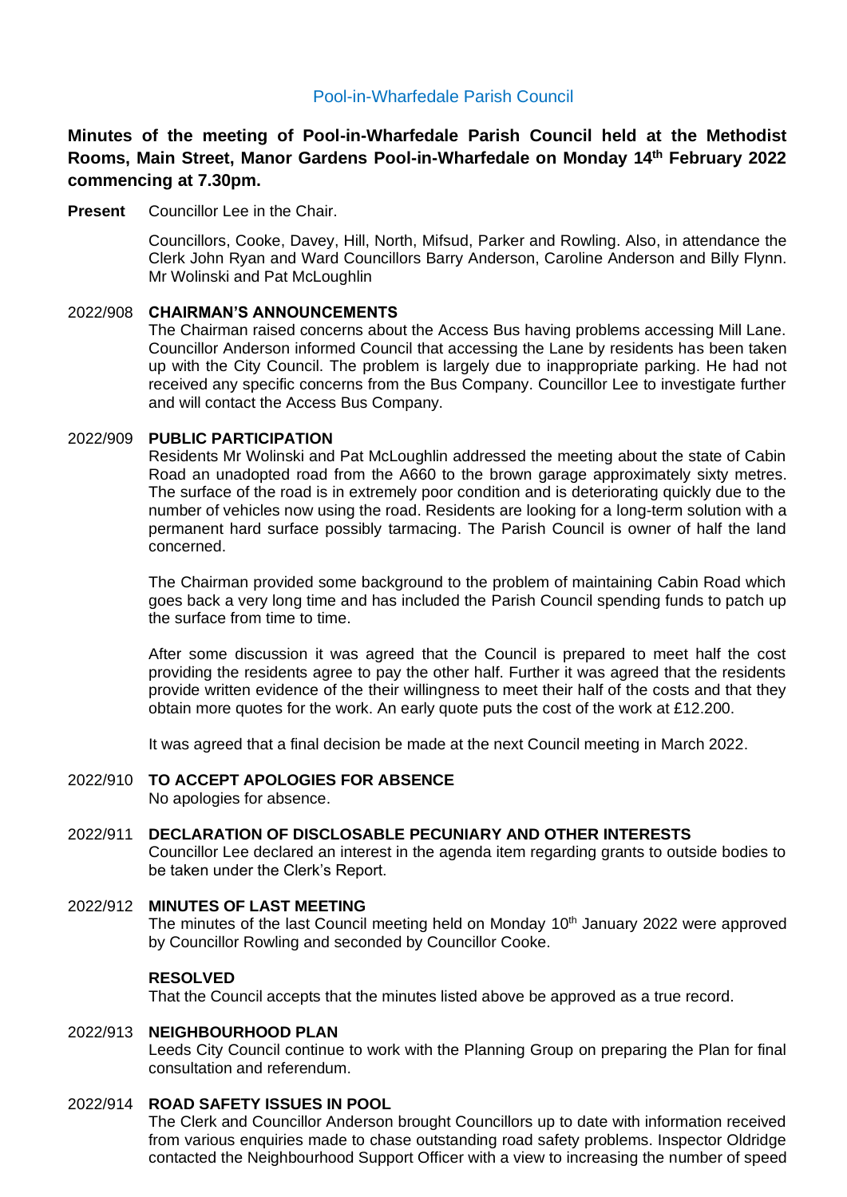Pool-in-Wharfedale Parish Council

**Minutes of the meeting of Pool-in-Wharfedale Parish Council held at the Methodist Rooms, Main Street, Manor Gardens Pool-in-Wharfedale on Monday 14th February 2022 commencing at 7.30pm.**

**Present** Councillor Lee in the Chair.

Councillors, Cooke, Davey, Hill, North, Mifsud, Parker and Rowling. Also, in attendance the Clerk John Ryan and Ward Councillors Barry Anderson, Caroline Anderson and Billy Flynn. Mr Wolinski and Pat McLoughlin

2022/908 **CHAIRMAN'S ANNOUNCEMENTS**

The Chairman raised concerns about the Access Bus having problems accessing Mill Lane. Councillor Anderson informed Council that accessing the Lane by residents has been taken up with the City Council. The problem is largely due to inappropriate parking. He had not received any specific concerns from the Bus Company. Councillor Lee to investigate further and will contact the Access Bus Company.

2022/909 **PUBLIC PARTICIPATION**

Residents Mr Wolinski and Pat McLoughlin addressed the meeting about the state of Cabin Road an unadopted road from the A660 to the brown garage approximately sixty metres. The surface of the road is in extremely poor condition and is deteriorating quickly due to the number of vehicles now using the road. Residents are looking for a long-term solution with a permanent hard surface possibly tarmacing. The Parish Council is owner of half the land concerned.

The Chairman provided some background to the problem of maintaining Cabin Road which goes back a very long time and has included the Parish Council spending funds to patch up the surface from time to time.

After some discussion it was agreed that the Council is prepared to meet half the cost providing the residents agree to pay the other half. Further it was agreed that the residents provide written evidence of the their willingness to meet their half of the costs and that they obtain more quotes for the work. An early quote puts the cost of the work at £12.200.

It was agreed that a final decision be made at the next Council meeting in March 2022.

2022/910 **TO ACCEPT APOLOGIES FOR ABSENCE**

No apologies for absence.

2022/911 **DECLARATION OF DISCLOSABLE PECUNIARY AND OTHER INTERESTS**

Councillor Lee declared an interest in the agenda item regarding grants to outside bodies to be taken under the Clerk's Report.

2022/912 **MINUTES OF LAST MEETING**

The minutes of the last Council meeting held on Monday 10th January 2022 were approved by Councillor Rowling and seconded by Councillor Cooke.

**RESOLVED**

That the Council accepts that the minutes listed above be approved as a true record.

2022/913 **NEIGHBOURHOOD PLAN**

Leeds City Council continue to work with the Planning Group on preparing the Plan for final consultation and referendum.

2022/914 **ROAD SAFETY ISSUES IN POOL**

The Clerk and Councillor Anderson brought Councillors up to date with information received from various enquiries made to chase outstanding road safety problems. Inspector Oldridge contacted the Neighbourhood Support Officer with a view to increasing the number of speed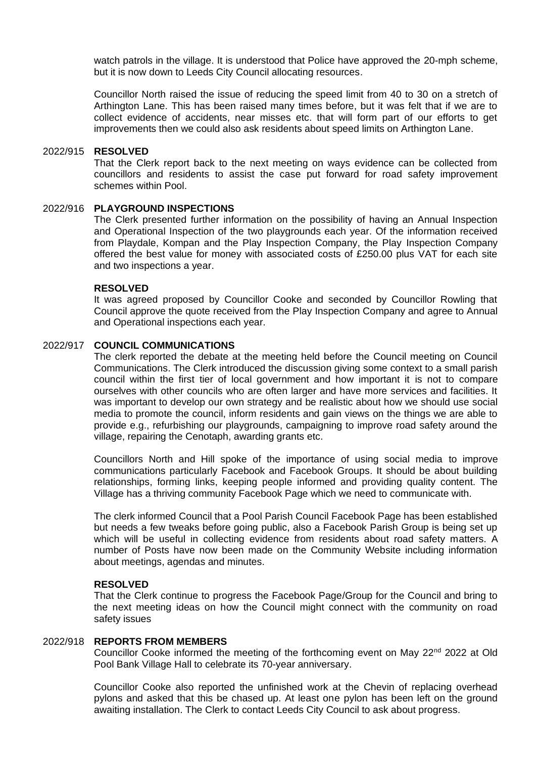watch patrols in the village. It is understood that Police have approved the 20-mph scheme, but it is now down to Leeds City Council allocating resources.

Councillor North raised the issue of reducing the speed limit from 40 to 30 on a stretch of Arthington Lane. This has been raised many times before, but it was felt that if we are to collect evidence of accidents, near misses etc. that will form part of our efforts to get improvements then we could also ask residents about speed limits on Arthington Lane.

2022/915 **RESOLVED**

That the Clerk report back to the next meeting on ways evidence can be collected from councillors and residents to assist the case put forward for road safety improvement schemes within Pool.

2022/916 **PLAYGROUND INSPECTIONS**

The Clerk presented further information on the possibility of having an Annual Inspection and Operational Inspection of the two playgrounds each year. Of the information received from Playdale, Kompan and the Play Inspection Company, the Play Inspection Company offered the best value for money with associated costs of £250.00 plus VAT for each site and two inspections a year.

**RESOLVED**

It was agreed proposed by Councillor Cooke and seconded by Councillor Rowling that Council approve the quote received from the Play Inspection Company and agree to Annual and Operational inspections each year.

2022/917 **COUNCIL COMMUNICATIONS**

The clerk reported the debate at the meeting held before the Council meeting on Council Communications. The Clerk introduced the discussion giving some context to a small parish council within the first tier of local government and how important it is not to compare ourselves with other councils who are often larger and have more services and facilities. It was important to develop our own strategy and be realistic about how we should use social media to promote the council, inform residents and gain views on the things we are able to provide e.g., refurbishing our playgrounds, campaigning to improve road safety around the village, repairing the Cenotaph, awarding grants etc.

Councillors North and Hill spoke of the importance of using social media to improve communications particularly Facebook and Facebook Groups. It should be about building relationships, forming links, keeping people informed and providing quality content. The Village has a thriving community Facebook Page which we need to communicate with.

The clerk informed Council that a Pool Parish Council Facebook Page has been established but needs a few tweaks before going public, also a Facebook Parish Group is being set up which will be useful in collecting evidence from residents about road safety matters. A number of Posts have now been made on the Community Website including information about meetings, agendas and minutes.

**RESOLVED**

That the Clerk continue to progress the Facebook Page/Group for the Council and bring to the next meeting ideas on how the Council might connect with the community on road safety issues

2022/918 **REPORTS FROM MEMBERS**

Councillor Cooke informed the meeting of the forthcoming event on May 22nd 2022 at Old Pool Bank Village Hall to celebrate its 70-year anniversary.

Councillor Cooke also reported the unfinished work at the Chevin of replacing overhead pylons and asked that this be chased up. At least one pylon has been left on the ground awaiting installation. The Clerk to contact Leeds City Council to ask about progress.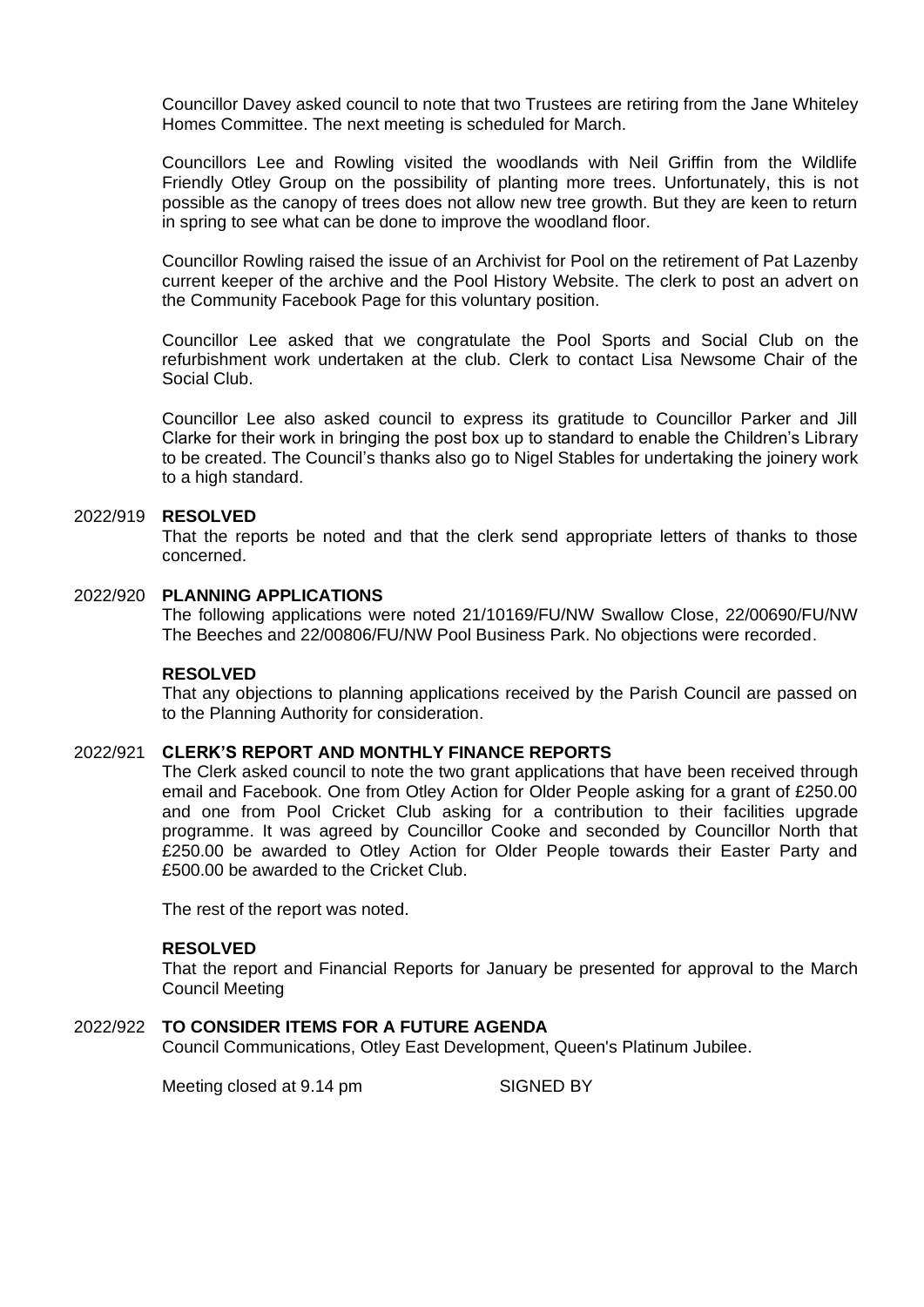Councillor Davey asked council to note that two Trustees are retiring from the Jane Whiteley Homes Committee. The next meeting is scheduled for March.

Councillors Lee and Rowling visited the woodlands with Neil Griffin from the Wildlife Friendly Otley Group on the possibility of planting more trees. Unfortunately, this is not possible as the canopy of trees does not allow new tree growth. But they are keen to return in spring to see what can be done to improve the woodland floor.

Councillor Rowling raised the issue of an Archivist for Pool on the retirement of Pat Lazenby current keeper of the archive and the Pool History Website. The clerk to post an advert on the Community Facebook Page for this voluntary position.

Councillor Lee asked that we congratulate the Pool Sports and Social Club on the refurbishment work undertaken at the club. Clerk to contact Lisa Newsome Chair of the Social Club.

Councillor Lee also asked council to express its gratitude to Councillor Parker and Jill Clarke for their work in bringing the post box up to standard to enable the Children's Library to be created. The Council's thanks also go to Nigel Stables for undertaking the joinery work to a high standard.

2022/919 **RESOLVED**

That the reports be noted and that the clerk send appropriate letters of thanks to those concerned.

2022/920 **PLANNING APPLICATIONS**

The following applications were noted 21/10169/FU/NW Swallow Close, 22/00690/FU/NW The Beeches and 22/00806/FU/NW Pool Business Park. No objections were recorded.

**RESOLVED**

That any objections to planning applications received by the Parish Council are passed on to the Planning Authority for consideration.

2022/921 **CLERK'S REPORT AND MONTHLY FINANCE REPORTS**

The Clerk asked council to note the two grant applications that have been received through email and Facebook. One from Otley Action for Older People asking for a grant of £250.00 and one from Pool Cricket Club asking for a contribution to their facilities upgrade programme. It was agreed by Councillor Cooke and seconded by Councillor North that £250.00 be awarded to Otley Action for Older People towards their Easter Party and £500.00 be awarded to the Cricket Club.

The rest of the report was noted.

**RESOLVED**

That the report and Financial Reports for January be presented for approval to the March Council Meeting

2022/922 **TO CONSIDER ITEMS FOR A FUTURE AGENDA**

Council Communications, Otley East Development, Queen's Platinum Jubilee.

Meeting closed at 9.14 pm SIGNED BY